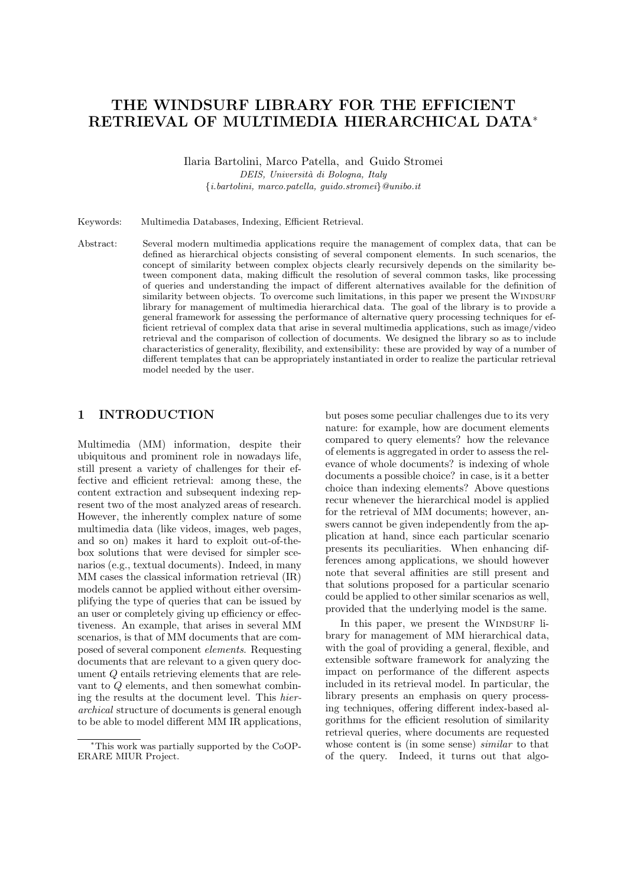# THE WINDSURF LIBRARY FOR THE EFFICIENT RETRIEVAL OF MULTIMEDIA HIERARCHICAL DATA*

Ilaria Bartolini, Marco Patella, and Guido Stromei

*DEIS, Università di Bologna, Italy*

{*i.bartolini, marco.patella, guido.stromei*}*@unibo.it*

Keywords: Multimedia Databases, Indexing, Efficient Retrieval.

Abstract: Several modern multimedia applications require the management of complex data, that can be defined as hierarchical objects consisting of several component elements. In such scenarios, the concept of similarity between complex objects clearly recursively depends on the similarity between component data, making difficult the resolution of several common tasks, like processing of queries and understanding the impact of different alternatives available for the definition of similarity between objects. To overcome such limitations, in this paper we present the Windsurf library for management of multimedia hierarchical data. The goal of the library is to provide a general framework for assessing the performance of alternative query processing techniques for efficient retrieval of complex data that arise in several multimedia applications, such as image/video retrieval and the comparison of collection of documents. We designed the library so as to include characteristics of generality, flexibility, and extensibility: these are provided by way of a number of different templates that can be appropriately instantiated in order to realize the particular retrieval model needed by the user.

## 1 INTRODUCTION

Multimedia (MM) information, despite their ubiquitous and prominent role in nowadays life, still present a variety of challenges for their effective and efficient retrieval: among these, the content extraction and subsequent indexing represent two of the most analyzed areas of research. However, the inherently complex nature of some multimedia data (like videos, images, web pages, and so on) makes it hard to exploit out-of-the-box solutions that were devised for simpler scenarios (e.g., textual documents). Indeed, in many MM cases the classical information retrieval (IR) models cannot be applied without either oversimplifying the type of queries that can be issued by an user or completely giving up efficiency or effectiveness. An example, that arises in several MM scenarios, is that of MM documents that are composed of several component *elements*. Requesting documents that are relevant to a given query document $Q$ entails retrieving elements that are relevant to $Q$ elements, and then somewhat combining the results at the document level. This *hierarchical* structure of documents is general enough to be able to model different MM IR applications, but poses some peculiar challenges due to its very nature: for example, how are document elements compared to query elements? how the relevance of elements is aggregated in order to assess the relevance of whole documents? is indexing of whole documents a possible choice? in case, is it a better choice than indexing elements? Above questions recur whenever the hierarchical model is applied for the retrieval of MM documents; however, answers cannot be given independently from the application at hand, since each particular scenario presents its peculiarities. When enhancing differences among applications, we should however note that several affinities are still present and that solutions proposed for a particular scenario could be applied to other similar scenarios as well, provided that the underlying model is the same.

In this paper, we present the Windsurf library for management of MM hierarchical data, with the goal of providing a general, flexible, and extensible software framework for analyzing the impact on performance of the different aspects included in its retrieval model. In particular, the library presents an emphasis on query processing techniques, offering different index-based algorithms for the efficient resolution of similarity retrieval queries, where documents are requested whose content is (in some sense) *similar* to that of the query. Indeed, it turns out that algo-

*This work was partially supported by the CoOPERARE MIUR Project.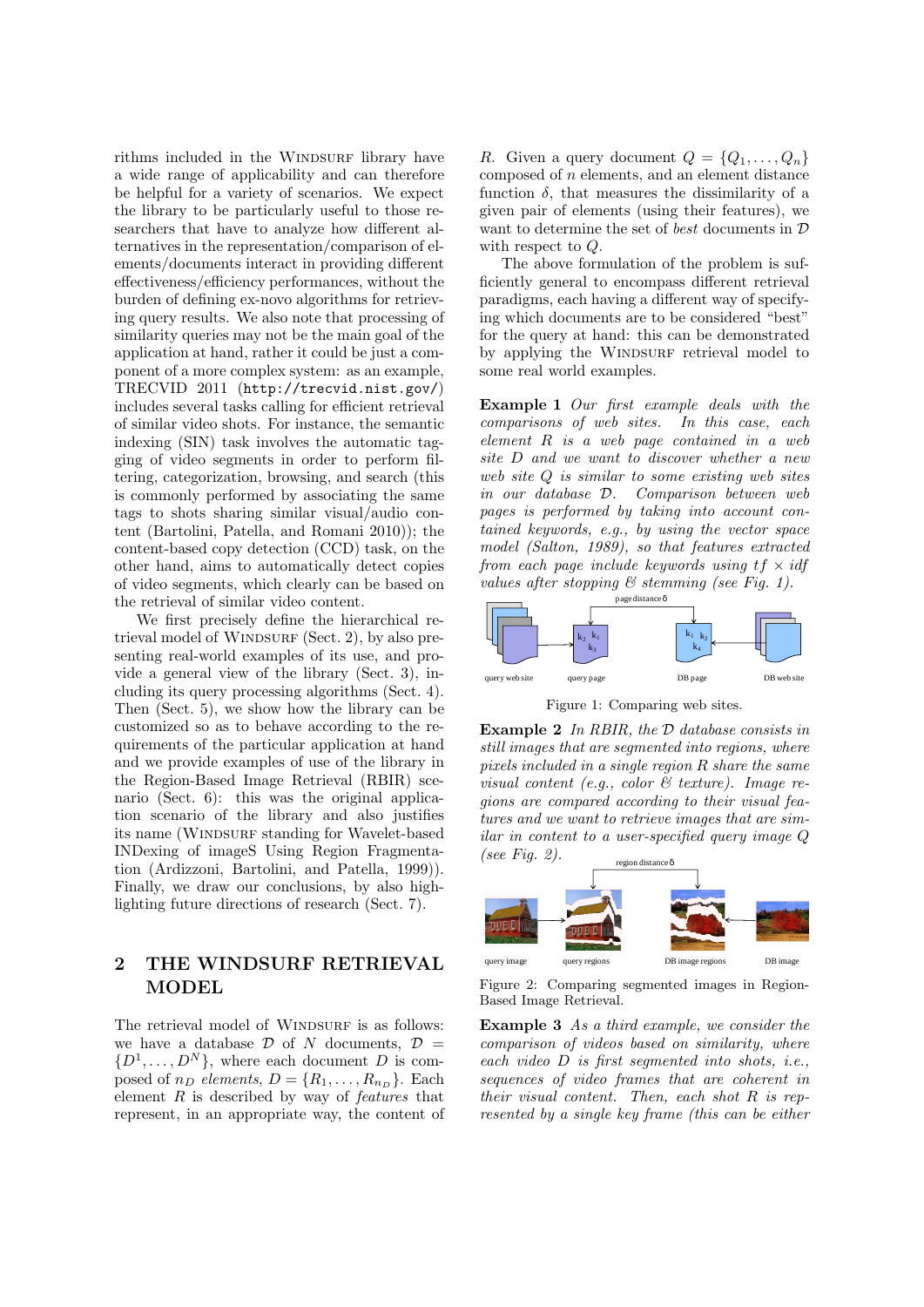rithms included in the WINDSURF library have a wide range of applicability and can therefore be helpful for a variety of scenarios. We expect the library to be particularly useful to those researchers that have to analyze how different alternatives in the representation/comparison of elements/documents interact in providing different effectiveness/efficiency performances, without the burden of defining ex-novo algorithms for retrieving query results. We also note that processing of similarity queries may not be the main goal of the application at hand, rather it could be just a component of a more complex system: as an example, TRECVID 2011 (`http://trecvid.nist.gov/`) includes several tasks calling for efficient retrieval of similar video shots. For instance, the semantic indexing (SIN) task involves the automatic tagging of video segments in order to perform filtering, categorization, browsing, and search (this is commonly performed by associating the same tags to shots sharing similar visual/audio content (Bartolini, Patella, and Romani 2010)); the content-based copy detection (CCD) task, on the other hand, aims to automatically detect copies of video segments, which clearly can be based on the retrieval of similar video content.

We first precisely define the hierarchical retrieval model of WINDSURF (Sect. 2), by also presenting real-world examples of its use, and provide a general view of the library (Sect. 3), including its query processing algorithms (Sect. 4). Then (Sect. 5), we show how the library can be customized so as to behave according to the requirements of the particular application at hand and we provide examples of use of the library in the Region-Based Image Retrieval (RBIR) scenario (Sect. 6): this was the original application scenario of the library and also justifies its name (WINDSURF standing for Wavelet-based INDexing of imageS Using Region Fragmentation (Ardizzoni, Bartolini, and Patella, 1999)). Finally, we draw our conclusions, by also highlighting future directions of research (Sect. 7).

## 2 THE WINDSURF RETRIEVAL MODEL

The retrieval model of WINDSURF is as follows: we have a database $\mathcal{D}$ of $N$ documents, $\mathcal{D} = \{D^1, \ldots, D^N\}$, where each document $D$ is composed of $n_D$ *elements*, $D = \{R_1, \ldots, R_{n_D}\}$. Each element $R$ is described by way of *features* that represent, in an appropriate way, the content of $R$. Given a query document $Q = \{Q_1, \ldots, Q_n\}$ composed of $n$ elements, and an element distance function $\delta$, that measures the dissimilarity of a given pair of elements (using their features), we want to determine the set of *best* documents in $\mathcal{D}$ with respect to $Q$.

The above formulation of the problem is sufficiently general to encompass different retrieval paradigms, each having a different way of specifying which documents are to be considered "best" for the query at hand: this can be demonstrated by applying the WINDSURF retrieval model to some real world examples.

**Example 1** *Our first example deals with the comparisons of web sites. In this case, each element $R$ is a web page contained in a web site $D$ and we want to discover whether a new web site $Q$ is similar to some existing web sites in our database $\mathcal{D}$. Comparison between web pages is performed by taking into account contained keywords, e.g., by using the vector space model (Salton, 1989), so that features extracted from each page include keywords using $tf \times idf$ values after stopping & stemming (see Fig. 1).*

Figure 1: Comparing web sites.

**Example 2** *In RBIR, the $\mathcal{D}$ database consists in still images that are segmented into regions, where pixels included in a single region $R$ share the same visual content (e.g., color & texture). Image regions are compared according to their visual features and we want to retrieve images that are similar in content to a user-specified query image $Q$ (see Fig. 2).*

Figure 2: Comparing segmented images in Region-Based Image Retrieval.

**Example 3** *As a third example, we consider the comparison of videos based on similarity, where each video $D$ is first segmented into shots, i.e., sequences of video frames that are coherent in their visual content. Then, each shot $R$ is represented by a single key frame (this can be either*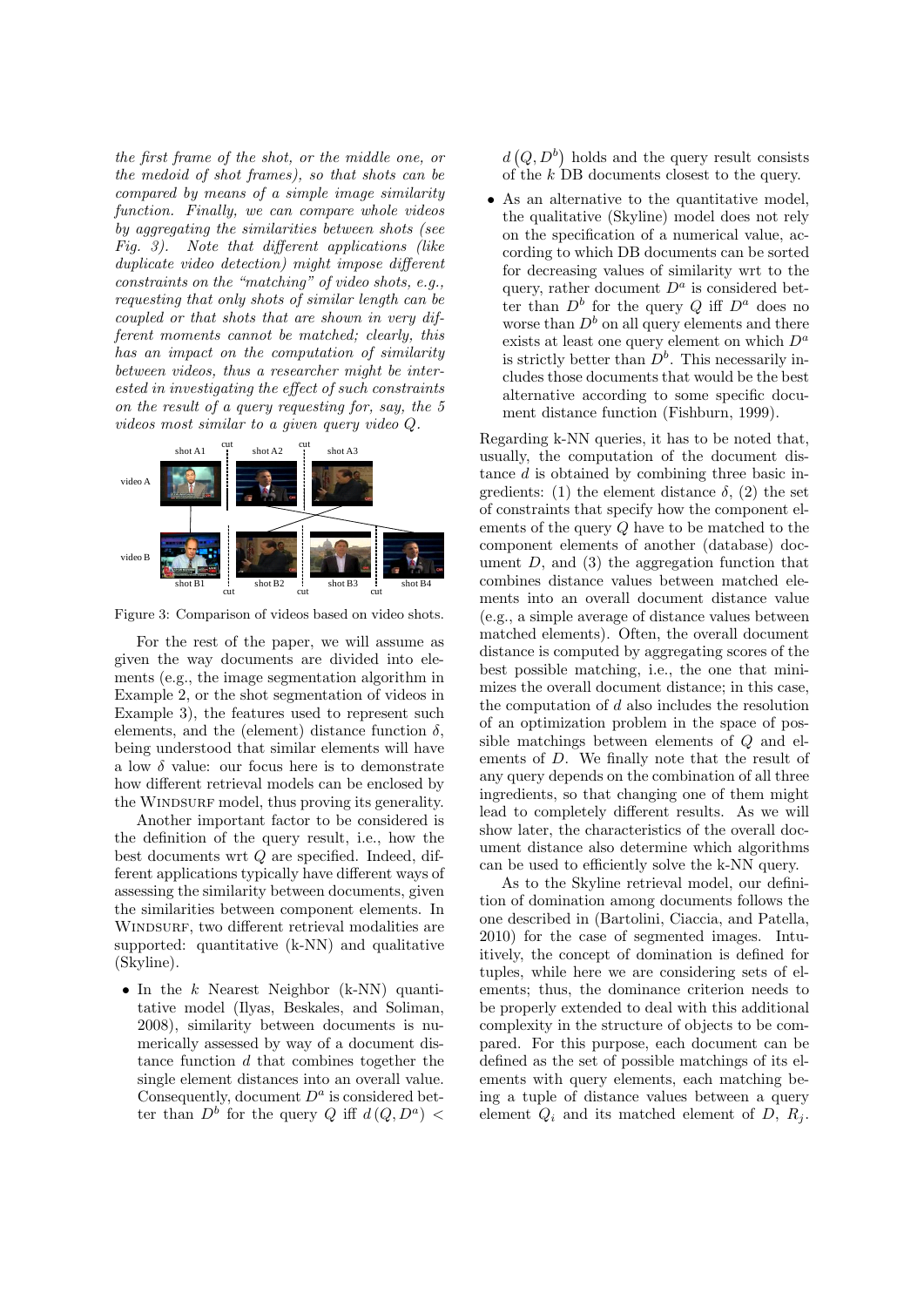*the first frame of the shot, or the middle one, or the medoid of shot frames), so that shots can be compared by means of a simple image similarity function. Finally, we can compare whole videos by aggregating the similarities between shots (see Fig. 3). Note that different applications (like duplicate video detection) might impose different constraints on the "matching" of video shots, e.g., requesting that only shots of similar length can be coupled or that shots that are shown in very different moments cannot be matched; clearly, this has an impact on the computation of similarity between videos, thus a researcher might be interested in investigating the effect of such constraints on the result of a query requesting for, say, the 5 videos most similar to a given query video Q.*

shot A1
cut
shot A2
cut
shot A3
video A
video B
shot B1
cut
shot B2
cut
shot B3
cut
shot B4

Figure 3: Comparison of videos based on video shots.

For the rest of the paper, we will assume as given the way documents are divided into elements (e.g., the image segmentation algorithm in Example 2, or the shot segmentation of videos in Example 3), the features used to represent such elements, and the (element) distance function $\delta$, being understood that similar elements will have a low $\delta$ value: our focus here is to demonstrate how different retrieval models can be enclosed by the WINDSURF model, thus proving its generality.

Another important factor to be considered is the definition of the query result, i.e., how the best documents wrt $Q$ are specified. Indeed, different applications typically have different ways of assessing the similarity between documents, given the similarities between component elements. In WINDSURF, two different retrieval modalities are supported: quantitative (k-NN) and qualitative (Skyline).

- In the $k$ Nearest Neighbor (k-NN) quantitative model (Ilyas, Beskales, and Soliman, 2008), similarity between documents is numerically assessed by way of a document distance function $d$ that combines together the single element distances into an overall value. Consequently, document $D^a$ is considered better than $D^b$ for the query $Q$ iff $d(Q, D^a) < d(Q, D^b)$ holds and the query result consists of the $k$ DB documents closest to the query.
- As an alternative to the quantitative model, the qualitative (Skyline) model does not rely on the specification of a numerical value, according to which DB documents can be sorted for decreasing values of similarity wrt to the query, rather document $D^a$ is considered better than $D^b$ for the query $Q$ iff $D^a$ does no worse than $D^b$ on all query elements and there exists at least one query element on which $D^a$ is strictly better than $D^b$. This necessarily includes those documents that would be the best alternative according to some specific document distance function (Fishburn, 1999).

Regarding k-NN queries, it has to be noted that, usually, the computation of the document distance $d$ is obtained by combining three basic ingredients: (1) the element distance $\delta$, (2) the set of constraints that specify how the component elements of the query $Q$ have to be matched to the component elements of another (database) document $D$, and (3) the aggregation function that combines distance values between matched elements into an overall document distance value (e.g., a simple average of distance values between matched elements). Often, the overall document distance is computed by aggregating scores of the best possible matching, i.e., the one that minimizes the overall document distance; in this case, the computation of $d$ also includes the resolution of an optimization problem in the space of possible matchings between elements of $Q$ and elements of $D$. We finally note that the result of any query depends on the combination of all three ingredients, so that changing one of them might lead to completely different results. As we will show later, the characteristics of the overall document distance also determine which algorithms can be used to efficiently solve the k-NN query.

As to the Skyline retrieval model, our definition of domination among documents follows the one described in (Bartolini, Ciaccia, and Patella, 2010) for the case of segmented images. Intuitively, the concept of domination is defined for tuples, while here we are considering sets of elements; thus, the dominance criterion needs to be properly extended to deal with this additional complexity in the structure of objects to be compared. For this purpose, each document can be defined as the set of possible matchings of its elements with query elements, each matching being a tuple of distance values between a query element $Q_i$ and its matched element of $D$, $R_j$.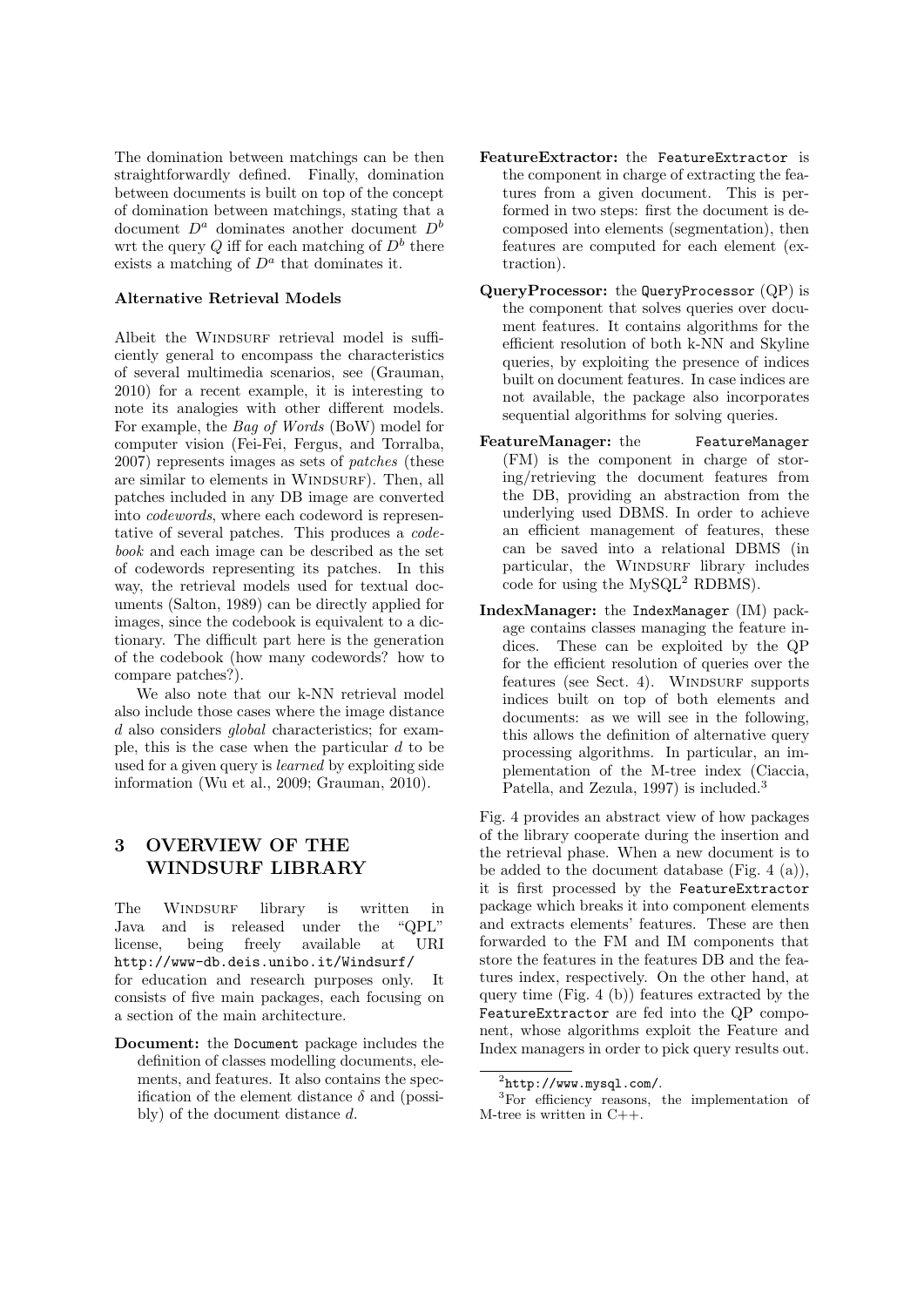The domination between matchings can be then straightforwardly defined. Finally, domination between documents is built on top of the concept of domination between matchings, stating that a document $D^a$ dominates another document $D^b$ wrt the query $Q$ iff for each matching of $D^b$ there exists a matching of $D^a$ that dominates it.

### Alternative Retrieval Models

Albeit the WINDSURF retrieval model is sufficiently general to encompass the characteristics of several multimedia scenarios, see (Grauman, 2010) for a recent example, it is interesting to note its analogies with other different models. For example, the *Bag of Words* (BoW) model for computer vision (Fei-Fei, Fergus, and Torralba, 2007) represents images as sets of *patches* (these are similar to elements in WINDSURF). Then, all patches included in any DB image are converted into *codewords*, where each codeword is representative of several patches. This produces a *codebook* and each image can be described as the set of codewords representing its patches. In this way, the retrieval models used for textual documents (Salton, 1989) can be directly applied for images, since the codebook is equivalent to a dictionary. The difficult part here is the generation of the codebook (how many codewords? how to compare patches?).

We also note that our k-NN retrieval model also include those cases where the image distance $d$ also considers *global* characteristics; for example, this is the case when the particular $d$ to be used for a given query is *learned* by exploiting side information (Wu et al., 2009; Grauman, 2010).

## 3 OVERVIEW OF THE WINDSURF LIBRARY

The WINDSURF library is written in Java and is released under the "QPL" license, being freely available at URI http://www-db.deis.unibo.it/Windsurf/ for education and research purposes only. It consists of five main packages, each focusing on a section of the main architecture.

**Document:** the `Document` package includes the definition of classes modelling documents, elements, and features. It also contains the specification of the element distance $\delta$ and (possibly) of the document distance $d$.

**FeatureExtractor:** the `FeatureExtractor` is the component in charge of extracting the features from a given document. This is performed in two steps: first the document is decomposed into elements (segmentation), then features are computed for each element (extraction).

**QueryProcessor:** the `QueryProcessor` (QP) is the component that solves queries over document features. It contains algorithms for the efficient resolution of both k-NN and Skyline queries, by exploiting the presence of indices built on document features. In case indices are not available, the package also incorporates sequential algorithms for solving queries.

**FeatureManager:** the `FeatureManager` (FM) is the component in charge of storing/retrieving the document features from the DB, providing an abstraction from the underlying used DBMS. In order to achieve an efficient management of features, these can be saved into a relational DBMS (in particular, the WINDSURF library includes code for using the MySQL[2] RDBMS).

**IndexManager:** the `IndexManager` (IM) package contains classes managing the feature indices. These can be exploited by the QP for the efficient resolution of queries over the features (see Sect. 4). WINDSURF supports indices built on top of both elements and documents: as we will see in the following, this allows the definition of alternative query processing algorithms. In particular, an implementation of the M-tree index (Ciaccia, Patella, and Zezula, 1997) is included.[3]

Fig. 4 provides an abstract view of how packages of the library cooperate during the insertion and the retrieval phase. When a new document is to be added to the document database (Fig. 4 (a)), it is first processed by the `FeatureExtractor` package which breaks it into component elements and extracts elements' features. These are then forwarded to the FM and IM components that store the features in the features DB and the features index, respectively. On the other hand, at query time (Fig. 4 (b)) features extracted by the `FeatureExtractor` are fed into the QP component, whose algorithms exploit the Feature and Index managers in order to pick query results out.

[2] http://www.mysql.com/.

[3] For efficiency reasons, the implementation of M-tree is written in C++.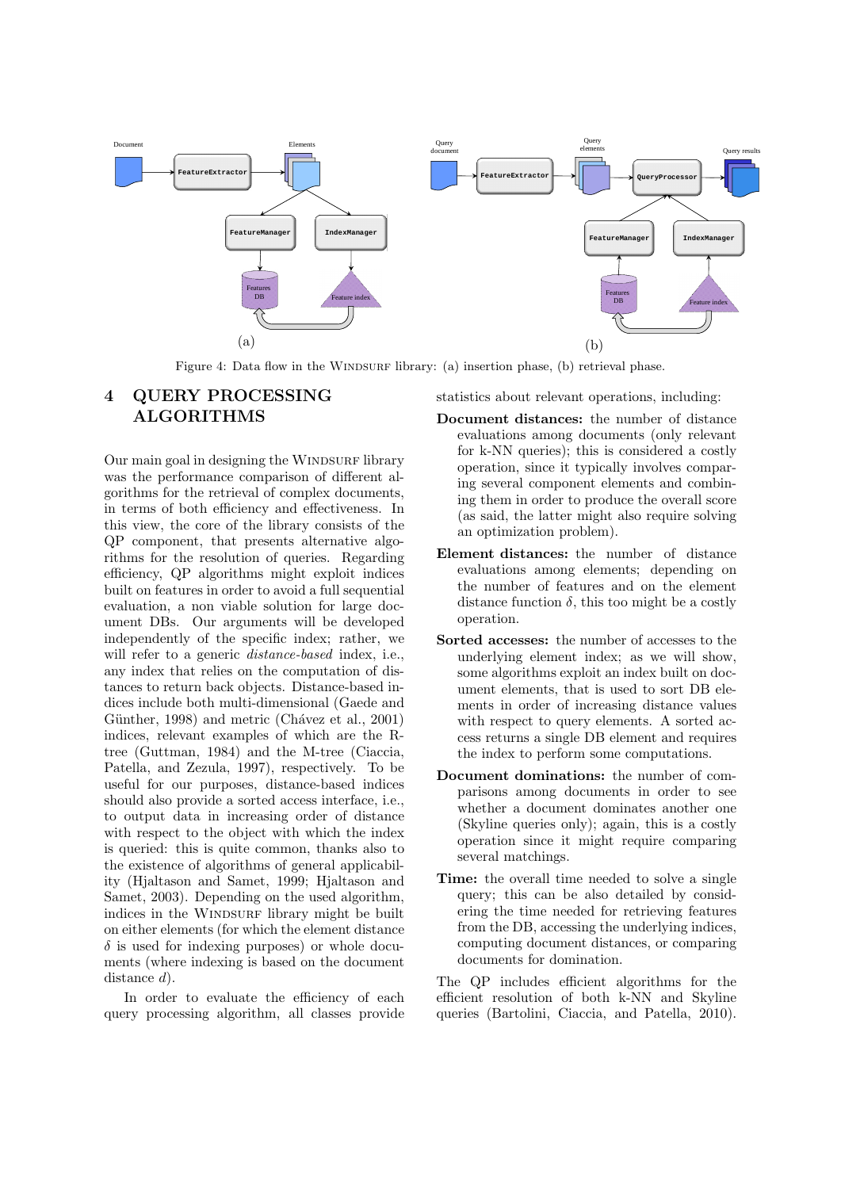Document

FeatureExtractor

Elements

FeatureManager

IndexManager

Features DB

Feature index

(a)

Query document

FeatureExtractor

Query elements

QueryProcessor

Query results

FeatureManager

IndexManager

Features DB

Feature index

(b)

Figure 4: Data flow in the WINDSURF library: (a) insertion phase, (b) retrieval phase.

## 4 QUERY PROCESSING ALGORITHMS

Our main goal in designing the WINDSURF library was the performance comparison of different algorithms for the retrieval of complex documents, in terms of both efficiency and effectiveness. In this view, the core of the library consists of the QP component, that presents alternative algorithms for the resolution of queries. Regarding efficiency, QP algorithms might exploit indices built on features in order to avoid a full sequential evaluation, a non viable solution for large document DBs. Our arguments will be developed independently of the specific index; rather, we will refer to a generic *distance-based* index, i.e., any index that relies on the computation of distances to return back objects. Distance-based indices include both multi-dimensional (Gaede and Günther, 1998) and metric (Chávez et al., 2001) indices, relevant examples of which are the R-tree (Guttman, 1984) and the M-tree (Ciaccia, Patella, and Zezula, 1997), respectively. To be useful for our purposes, distance-based indices should also provide a sorted access interface, i.e., to output data in increasing order of distance with respect to the object with which the index is queried: this is quite common, thanks also to the existence of algorithms of general applicability (Hjaltason and Samet, 1999; Hjaltason and Samet, 2003). Depending on the used algorithm, indices in the WINDSURF library might be built on either elements (for which the element distance $\delta$ is used for indexing purposes) or whole documents (where indexing is based on the document distance $d$).

In order to evaluate the efficiency of each query processing algorithm, all classes provide statistics about relevant operations, including:

**Document distances:** the number of distance evaluations among documents (only relevant for k-NN queries); this is considered a costly operation, since it typically involves comparing several component elements and combining them in order to produce the overall score (as said, the latter might also require solving an optimization problem).

**Element distances:** the number of distance evaluations among elements; depending on the number of features and on the element distance function $\delta$, this too might be a costly operation.

**Sorted accesses:** the number of accesses to the underlying element index; as we will show, some algorithms exploit an index built on document elements, that is used to sort DB elements in order of increasing distance values with respect to query elements. A sorted access returns a single DB element and requires the index to perform some computations.

**Document dominations:** the number of comparisons among documents in order to see whether a document dominates another one (Skyline queries only); again, this is a costly operation since it might require comparing several matchings.

**Time:** the overall time needed to solve a single query; this can be also detailed by considering the time needed for retrieving features from the DB, accessing the underlying indices, computing document distances, or comparing documents for domination.

The QP includes efficient algorithms for the efficient resolution of both k-NN and Skyline queries (Bartolini, Ciaccia, and Patella, 2010).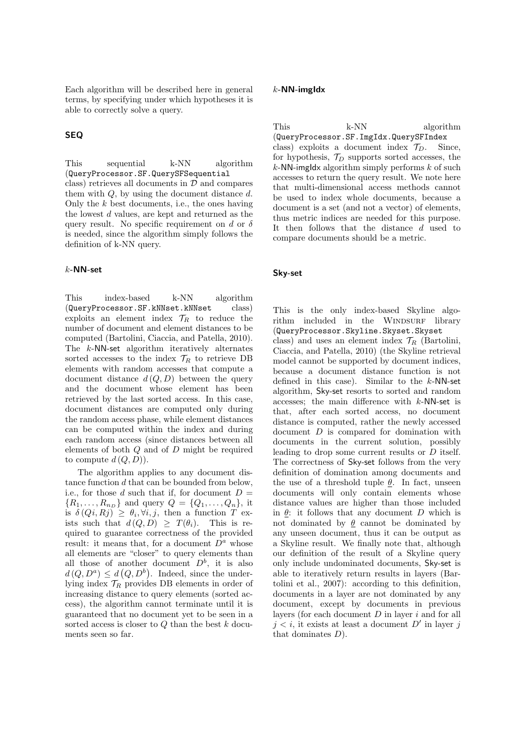Each algorithm will be described here in general terms, by specifying under which hypotheses it is able to correctly solve a query.

### SEQ

This sequential k-NN algorithm (`QueryProcessor.SF.QuerySFSequential` class) retrieves all documents in $\mathcal{D}$ and compares them with $Q$, by using the document distance $d$. Only the $k$ best documents, i.e., the ones having the lowest $d$ values, are kept and returned as the query result. No specific requirement on $d$ or $\delta$ is needed, since the algorithm simply follows the definition of k-NN query.

### $k$-NN-set

This index-based k-NN algorithm (`QueryProcessor.SF.kNNset.kNNset` class) exploits an element index $\mathcal{T}_R$ to reduce the number of document and element distances to be computed (Bartolini, Ciaccia, and Patella, 2010). The $k$-NN-set algorithm iteratively alternates sorted accesses to the index $\mathcal{T}_R$ to retrieve DB elements with random accesses that compute a document distance $d(Q, D)$ between the query and the document whose element has been retrieved by the last sorted access. In this case, document distances are computed only during the random access phase, while element distances can be computed within the index and during each random access (since distances between all elements of both $Q$ and of $D$ might be required to compute $d(Q, D)$).

The algorithm applies to any document distance function $d$ that can be bounded from below, i.e., for those $d$ such that if, for document $D = \{R_1, \ldots, R_{n_D}\}$ and query $Q = \{Q_1, \ldots, Q_n\}$, it is $\delta(Qi, Rj) \geq \theta_i, \forall i, j$, then a function $T$ exists such that $d(Q, D) \geq T(\theta_i)$. This is required to guarantee correctness of the provided result: it means that, for a document $D^a$ whose all elements are "closer" to query elements than all those of another document $D^b$, it is also $d(Q, D^a) \leq d(Q, D^b)$. Indeed, since the underlying index $\mathcal{T}_R$ provides DB elements in order of increasing distance to query elements (sorted access), the algorithm cannot terminate until it is guaranteed that no document yet to be seen in a sorted access is closer to $Q$ than the best $k$ documents seen so far.

### $k$-NN-imgIdx

This k-NN algorithm (`QueryProcessor.SF.ImgIdx.QuerySFIndex` class) exploits a document index $\mathcal{T}_D$. Since, for hypothesis, $\mathcal{T}_D$ supports sorted accesses, the $k$-NN-imgIdx algorithm simply performs $k$ of such accesses to return the query result. We note here that multi-dimensional access methods cannot be used to index whole documents, because a document is a set (and not a vector) of elements, thus metric indices are needed for this purpose. It then follows that the distance $d$ used to compare documents should be a metric.

### Sky-set

This is the only index-based Skyline algorithm included in the Windsurf library (`QueryProcessor.Skyline.Skyset.Skyset` class) and uses an element index $\mathcal{T}_R$ (Bartolini, Ciaccia, and Patella, 2010) (the Skyline retrieval model cannot be supported by document indices, because a document distance function is not defined in this case). Similar to the $k$-NN-set algorithm, Sky-set resorts to sorted and random accesses; the main difference with $k$-NN-set is that, after each sorted access, no document distance is computed, rather the newly accessed document $D$ is compared for domination with documents in the current solution, possibly leading to drop some current results or $D$ itself. The correctness of Sky-set follows from the very definition of domination among documents and the use of a threshold tuple $\underline{\theta}$. In fact, unseen documents will only contain elements whose distance values are higher than those included in $\underline{\theta}$: it follows that any document $D$ which is not dominated by $\underline{\theta}$ cannot be dominated by any unseen document, thus it can be output as a Skyline result. We finally note that, although our definition of the result of a Skyline query only include undominated documents, Sky-set is able to iteratively return results in layers (Bartolini et al., 2007): according to this definition, documents in a layer are not dominated by any document, except by documents in previous layers (for each document $D$ in layer $i$ and for all $j < i$, it exists at least a document $D'$ in layer $j$ that dominates $D$).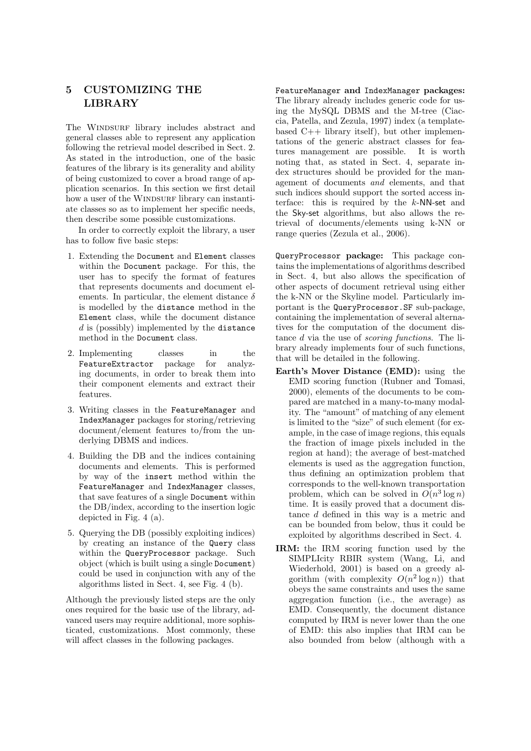## 5 CUSTOMIZING THE LIBRARY

The WINDSURF library includes abstract and general classes able to represent any application following the retrieval model described in Sect. 2. As stated in the introduction, one of the basic features of the library is its generality and ability of being customized to cover a broad range of application scenarios. In this section we first detail how a user of the WINDSURF library can instantiate classes so as to implement her specific needs, then describe some possible customizations.

In order to correctly exploit the library, a user has to follow five basic steps:

1. Extending the `Document` and `Element` classes within the `Document` package. For this, the user has to specify the format of features that represents documents and document elements. In particular, the element distance $\delta$ is modelled by the `distance` method in the `Element` class, while the document distance $d$ is (possibly) implemented by the `distance` method in the `Document` class.
2. Implementing classes in the `FeatureExtractor` package for analyzing documents, in order to break them into their component elements and extract their features.
3. Writing classes in the `FeatureManager` and `IndexManager` packages for storing/retrieving document/element features to/from the underlying DBMS and indices.
4. Building the DB and the indices containing documents and elements. This is performed by way of the `insert` method within the `FeatureManager` and `IndexManager` classes, that save features of a single `Document` within the DB/index, according to the insertion logic depicted in Fig. 4 (a).
5. Querying the DB (possibly exploiting indices) by creating an instance of the `Query` class within the `QueryProcessor` package. Such object (which is built using a single `Document`) could be used in conjunction with any of the algorithms listed in Sect. 4, see Fig. 4 (b).

Although the previously listed steps are the only ones required for the basic use of the library, advanced users may require additional, more sophisticated, customizations. Most commonly, these will affect classes in the following packages.

**`FeatureManager` and `IndexManager` packages:** The library already includes generic code for using the MySQL DBMS and the M-tree (Ciaccia, Patella, and Zezula, 1997) index (a template-based C++ library itself), but other implementations of the generic abstract classes for features management are possible. It is worth noting that, as stated in Sect. 4, separate index structures should be provided for the management of documents *and* elements, and that such indices should support the sorted access interface: this is required by the $k$-NN-set and the Sky-set algorithms, but also allows the retrieval of documents/elements using k-NN or range queries (Zezula et al., 2006).

**`QueryProcessor` package:** This package contains the implementations of algorithms described in Sect. 4, but also allows the specification of other aspects of document retrieval using either the k-NN or the Skyline model. Particularly important is the `QueryProcessor.SF` sub-package, containing the implementation of several alternatives for the computation of the document distance $d$ via the use of *scoring functions*. The library already implements four of such functions, that will be detailed in the following.

**Earth's Mover Distance (EMD):** using the EMD scoring function (Rubner and Tomasi, 2000), elements of the documents to be compared are matched in a many-to-many modality. The "amount" of matching of any element is limited to the "size" of such element (for example, in the case of image regions, this equals the fraction of image pixels included in the region at hand); the average of best-matched elements is used as the aggregation function, thus defining an optimization problem that corresponds to the well-known transportation problem, which can be solved in $O(n^3 \log n)$ time. It is easily proved that a document distance $d$ defined in this way is a metric and can be bounded from below, thus it could be exploited by algorithms described in Sect. 4.

**IRM:** the IRM scoring function used by the SIMPLIcity RBIR system (Wang, Li, and Wiederhold, 2001) is based on a greedy algorithm (with complexity $O(n^2 \log n)$) that obeys the same constraints and uses the same aggregation function (i.e., the average) as EMD. Consequently, the document distance computed by IRM is never lower than the one of EMD: this also implies that IRM can be also bounded from below (although with a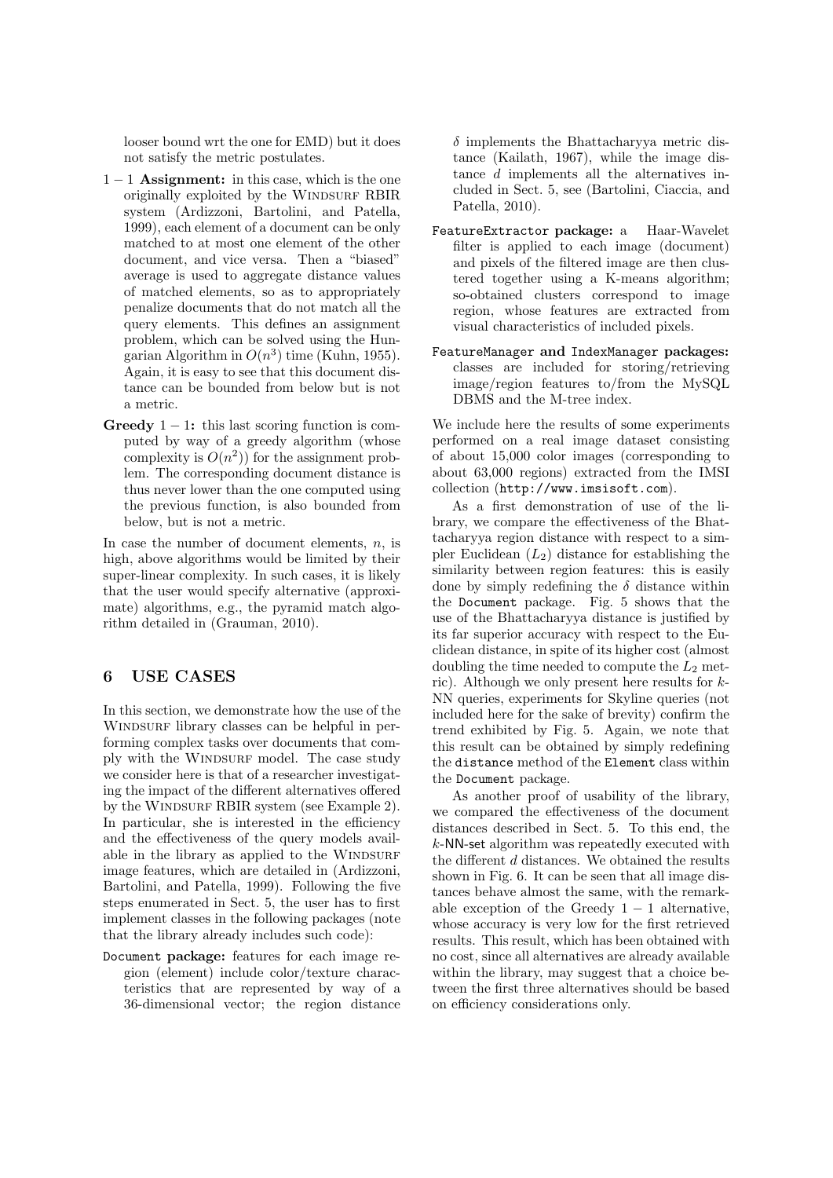looser bound wrt the one for EMD) but it does not satisfy the metric postulates.

- $1-1$ **Assignment:** in this case, which is the one originally exploited by the WINDSURF RBIR system (Ardizzoni, Bartolini, and Patella, 1999), each element of a document can be only matched to at most one element of the other document, and vice versa. Then a "biased" average is used to aggregate distance values of matched elements, so as to appropriately penalize documents that do not match all the query elements. This defines an assignment problem, which can be solved using the Hungarian Algorithm in $O(n^3)$ time (Kuhn, 1955). Again, it is easy to see that this document distance can be bounded from below but is not a metric.
- **Greedy** $1-1$**:** this last scoring function is computed by way of a greedy algorithm (whose complexity is $O(n^2)$) for the assignment problem. The corresponding document distance is thus never lower than the one computed using the previous function, is also bounded from below, but is not a metric.

In case the number of document elements, $n$, is high, above algorithms would be limited by their super-linear complexity. In such cases, it is likely that the user would specify alternative (approximate) algorithms, e.g., the pyramid match algorithm detailed in (Grauman, 2010).

## 6 USE CASES

In this section, we demonstrate how the use of the WINDSURF library classes can be helpful in performing complex tasks over documents that comply with the WINDSURF model. The case study we consider here is that of a researcher investigating the impact of the different alternatives offered by the WINDSURF RBIR system (see Example 2). In particular, she is interested in the efficiency and the effectiveness of the query models available in the library as applied to the WINDSURF image features, which are detailed in (Ardizzoni, Bartolini, and Patella, 1999). Following the five steps enumerated in Sect. 5, the user has to first implement classes in the following packages (note that the library already includes such code):

- `Document` **package:** features for each image region (element) include color/texture characteristics that are represented by way of a 36-dimensional vector; the region distance $\delta$ implements the Bhattacharyya metric distance (Kailath, 1967), while the image distance $d$ implements all the alternatives included in Sect. 5, see (Bartolini, Ciaccia, and Patella, 2010).
- `FeatureExtractor` **package:** a Haar-Wavelet filter is applied to each image (document) and pixels of the filtered image are then clustered together using a K-means algorithm; so-obtained clusters correspond to image region, whose features are extracted from visual characteristics of included pixels.
- `FeatureManager` **and** `IndexManager` **packages:** classes are included for storing/retrieving image/region features to/from the MySQL DBMS and the M-tree index.

We include here the results of some experiments performed on a real image dataset consisting of about 15,000 color images (corresponding to about 63,000 regions) extracted from the IMSI collection (`http://www.imsisoft.com`).

As a first demonstration of use of the library, we compare the effectiveness of the Bhattacharyya region distance with respect to a simpler Euclidean ($L_2$) distance for establishing the similarity between region features: this is easily done by simply redefining the $\delta$ distance within the `Document` package. Fig. 5 shows that the use of the Bhattacharyya distance is justified by its far superior accuracy with respect to the Euclidean distance, in spite of its higher cost (almost doubling the time needed to compute the $L_2$ metric). Although we only present here results for $k$-NN queries, experiments for Skyline queries (not included here for the sake of brevity) confirm the trend exhibited by Fig. 5. Again, we note that this result can be obtained by simply redefining the `distance` method of the `Element` class within the `Document` package.

As another proof of usability of the library, we compared the effectiveness of the document distances described in Sect. 5. To this end, the $k$-NN-set algorithm was repeatedly executed with the different $d$ distances. We obtained the results shown in Fig. 6. It can be seen that all image distances behave almost the same, with the remarkable exception of the Greedy $1-1$ alternative, whose accuracy is very low for the first retrieved results. This result, which has been obtained with no cost, since all alternatives are already available within the library, may suggest that a choice between the first three alternatives should be based on efficiency considerations only.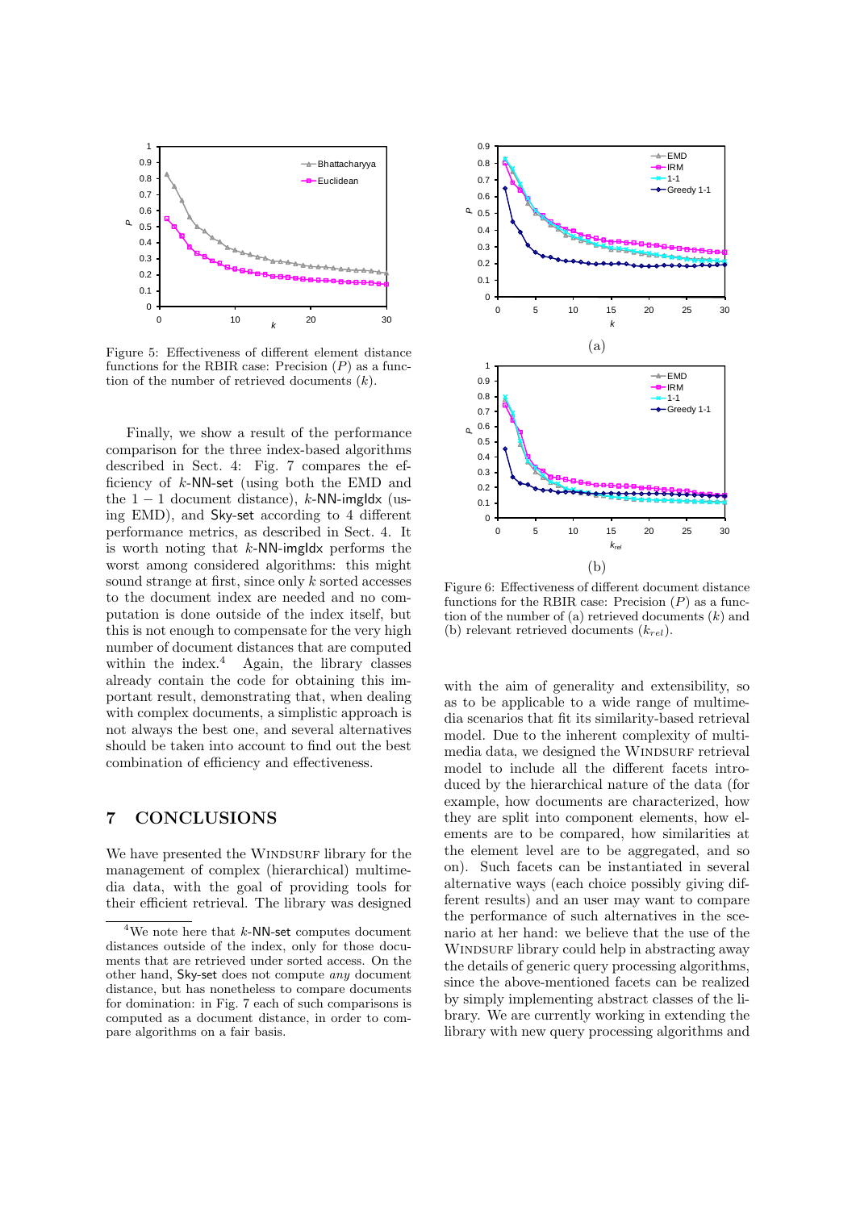1
0.9
0.8
0.7
0.6
0.5
0.4
0.3
0.2
0.1
0
P
0
10
20
30
k
Bhattacharyya
Euclidean

Figure 5: Effectiveness of different element distance functions for the RBIR case: Precision ($P$) as a function of the number of retrieved documents ($k$).

Finally, we show a result of the performance comparison for the three index-based algorithms described in Sect. 4: Fig. 7 compares the efficiency of $k$-NN-set (using both the EMD and the $1-1$ document distance), $k$-NN-imgIdx (using EMD), and Sky-set according to 4 different performance metrics, as described in Sect. 4. It is worth noting that $k$-NN-imgIdx performs the worst among considered algorithms: this might sound strange at first, since only $k$ sorted accesses to the document index are needed and no computation is done outside of the index itself, but this is not enough to compensate for the very high number of document distances that are computed within the index.[4] Again, the library classes already contain the code for obtaining this important result, demonstrating that, when dealing with complex documents, a simplistic approach is not always the best one, and several alternatives should be taken into account to find out the best combination of efficiency and effectiveness.

## 7 CONCLUSIONS

We have presented the WINDSURF library for the management of complex (hierarchical) multimedia data, with the goal of providing tools for their efficient retrieval. The library was designed with the aim of generality and extensibility, so as to be applicable to a wide range of multimedia scenarios that fit its similarity-based retrieval model. Due to the inherent complexity of multimedia data, we designed the WINDSURF retrieval model to include all the different facets introduced by the hierarchical nature of the data (for example, how documents are characterized, how they are split into component elements, how elements are to be compared, how similarities at the element level are to be aggregated, and so on). Such facets can be instantiated in several alternative ways (each choice possibly giving different results) and an user may want to compare the performance of such alternatives in the scenario at her hand: we believe that the use of the WINDSURF library could help in abstracting away the details of generic query processing algorithms, since the above-mentioned facets can be realized by simply implementing abstract classes of the library. We are currently working in extending the library with new query processing algorithms and

[4] We note here that $k$-NN-set computes document distances outside of the index, only for those documents that are retrieved under sorted access. On the other hand, Sky-set does not compute *any* document distance, but has nonetheless to compare documents for domination: in Fig. 7 each of such comparisons is computed as a document distance, in order to compare algorithms on a fair basis.

0.9
0.8
0.7
0.6
0.5
0.4
0.3
0.2
0.1
0
P
0
5
10
15
20
25
30
k
EMD
IRM
1-1
Greedy 1-1

(a)

1
0.9
0.8
0.7
0.6
0.5
0.4
0.3
0.2
0.1
0
P
0
5
10
15
20
25
30
$k_{rel}$
EMD
IRM
1-1
Greedy 1-1

(b)

Figure 6: Effectiveness of different document distance functions for the RBIR case: Precision ($P$) as a function of the number of (a) retrieved documents ($k$) and (b) relevant retrieved documents ($k_{rel}$).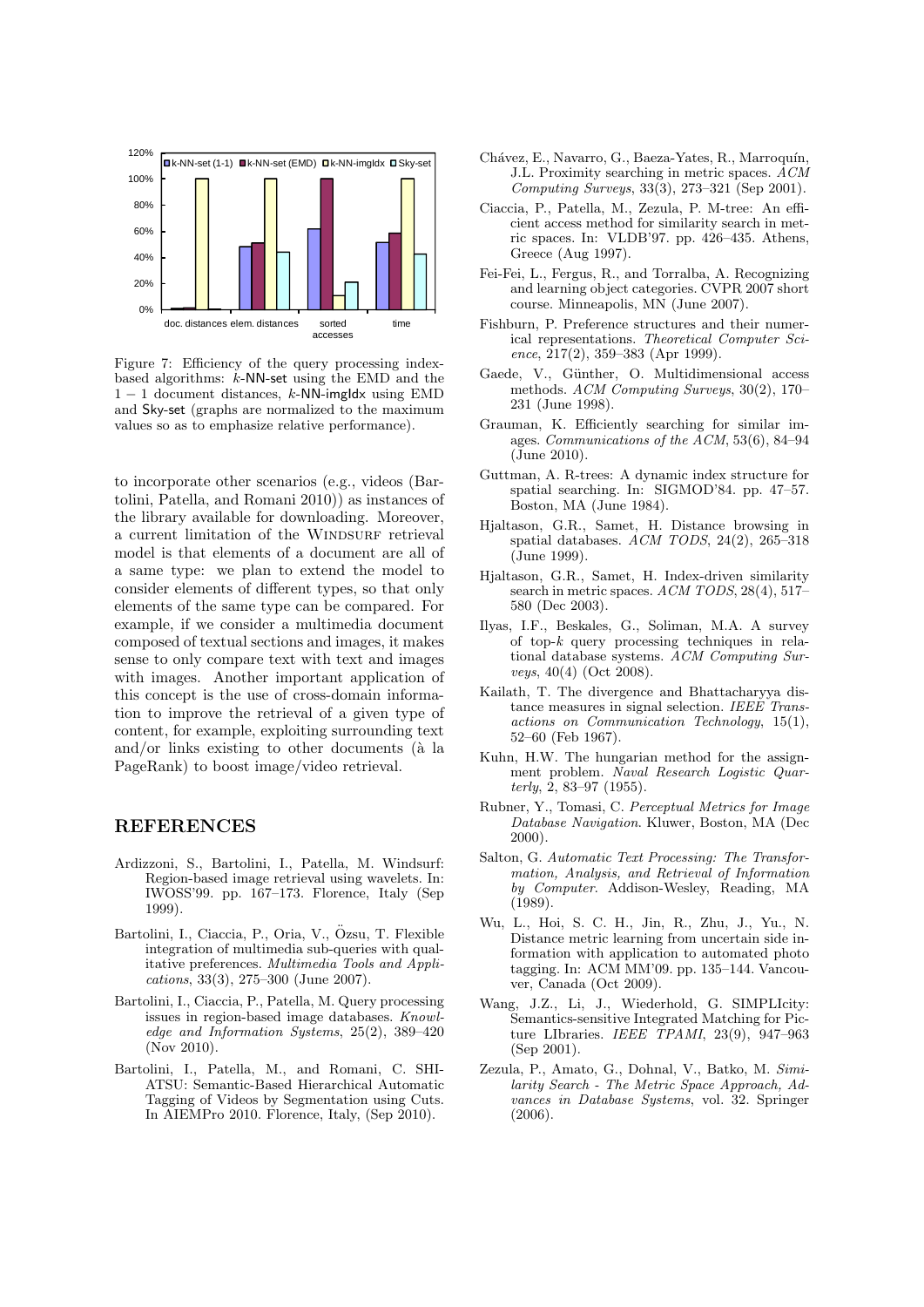120%
100%
80%
60%
40%
20%
0%

k-NN-set (1-1) k-NN-set (EMD) k-NN-imgIdx Sky-set

doc. distances elem. distances sorted accesses time

Figure 7: Efficiency of the query processing index-based algorithms: $k$-NN-set using the EMD and the $1-1$ document distances, $k$-NN-imgIdx using EMD and Sky-set (graphs are normalized to the maximum values so as to emphasize relative performance).

to incorporate other scenarios (e.g., videos (Bartolini, Patella, and Romani 2010)) as instances of the library available for downloading. Moreover, a current limitation of the WINDSURF retrieval model is that elements of a document are all of a same type: we plan to extend the model to consider elements of different types, so that only elements of the same type can be compared. For example, if we consider a multimedia document composed of textual sections and images, it makes sense to only compare text with text and images with images. Another important application of this concept is the use of cross-domain information to improve the retrieval of a given type of content, for example, exploiting surrounding text and/or links existing to other documents (à la PageRank) to boost image/video retrieval.

## REFERENCES

Ardizzoni, S., Bartolini, I., Patella, M. Windsurf: Region-based image retrieval using wavelets. In: IWOSS'99. pp. 167–173. Florence, Italy (Sep 1999).

Bartolini, I., Ciaccia, P., Oria, V., Özsu, T. Flexible integration of multimedia sub-queries with qualitative preferences. *Multimedia Tools and Applications*, 33(3), 275–300 (June 2007).

Bartolini, I., Ciaccia, P., Patella, M. Query processing issues in region-based image databases. *Knowledge and Information Systems*, 25(2), 389–420 (Nov 2010).

Bartolini, I., Patella, M., and Romani, C. SHIATSU: Semantic-Based Hierarchical Automatic Tagging of Videos by Segmentation using Cuts. In AIEMPro 2010. Florence, Italy, (Sep 2010).

Chávez, E., Navarro, G., Baeza-Yates, R., Marroquín, J.L. Proximity searching in metric spaces. *ACM Computing Surveys*, 33(3), 273–321 (Sep 2001).

Ciaccia, P., Patella, M., Zezula, P. M-tree: An efficient access method for similarity search in metric spaces. In: VLDB'97. pp. 426–435. Athens, Greece (Aug 1997).

Fei-Fei, L., Fergus, R., and Torralba, A. Recognizing and learning object categories. CVPR 2007 short course. Minneapolis, MN (June 2007).

Fishburn, P. Preference structures and their numerical representations. *Theoretical Computer Science*, 217(2), 359–383 (Apr 1999).

Gaede, V., Günther, O. Multidimensional access methods. *ACM Computing Surveys*, 30(2), 170–231 (June 1998).

Grauman, K. Efficiently searching for similar images. *Communications of the ACM*, 53(6), 84–94 (June 2010).

Guttman, A. R-trees: A dynamic index structure for spatial searching. In: SIGMOD'84. pp. 47–57. Boston, MA (June 1984).

Hjaltason, G.R., Samet, H. Distance browsing in spatial databases. *ACM TODS*, 24(2), 265–318 (June 1999).

Hjaltason, G.R., Samet, H. Index-driven similarity search in metric spaces. *ACM TODS*, 28(4), 517–580 (Dec 2003).

Ilyas, I.F., Beskales, G., Soliman, M.A. A survey of top-$k$ query processing techniques in relational database systems. *ACM Computing Surveys*, 40(4) (Oct 2008).

Kailath, T. The divergence and Bhattacharyya distance measures in signal selection. *IEEE Transactions on Communication Technology*, 15(1), 52–60 (Feb 1967).

Kuhn, H.W. The hungarian method for the assignment problem. *Naval Research Logistic Quarterly*, 2, 83–97 (1955).

Rubner, Y., Tomasi, C. *Perceptual Metrics for Image Database Navigation*. Kluwer, Boston, MA (Dec 2000).

Salton, G. *Automatic Text Processing: The Transformation, Analysis, and Retrieval of Information by Computer*. Addison-Wesley, Reading, MA (1989).

Wu, L., Hoi, S. C. H., Jin, R., Zhu, J., Yu., N. Distance metric learning from uncertain side information with application to automated photo tagging. In: ACM MM'09. pp. 135–144. Vancouver, Canada (Oct 2009).

Wang, J.Z., Li, J., Wiederhold, G. SIMPLIcity: Semantics-sensitive Integrated Matching for Picture LIbraries. *IEEE TPAMI*, 23(9), 947–963 (Sep 2001).

Zezula, P., Amato, G., Dohnal, V., Batko, M. *Similarity Search - The Metric Space Approach, Advances in Database Systems*, vol. 32. Springer (2006).